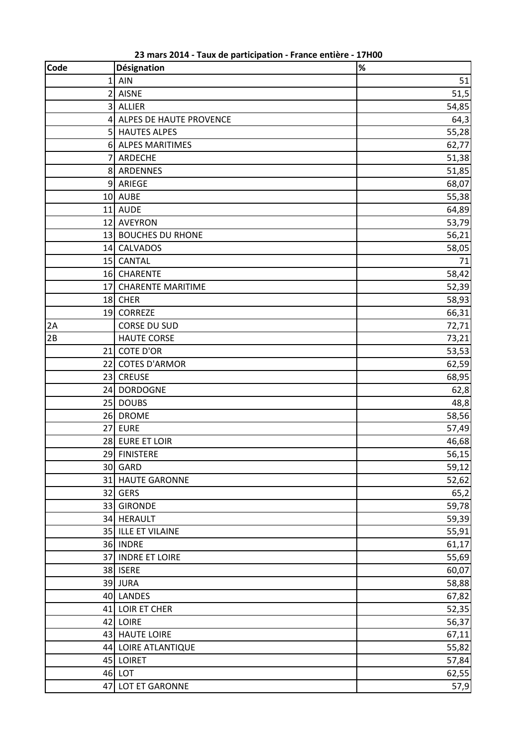**23 mars 2014 - Taux de participation - France entière - 17H00**

| Code | Désignation | % |
|---|---|---|
| 1 | AIN | 51 |
| 2 | AISNE | 51,5 |
| 3 | ALLIER | 54,85 |
| 4 | ALPES DE HAUTE PROVENCE | 64,3 |
| 5 | HAUTES ALPES | 55,28 |
| 6 | ALPES MARITIMES | 62,77 |
| 7 | ARDECHE | 51,38 |
| 8 | ARDENNES | 51,85 |
| 9 | ARIEGE | 68,07 |
| 10 | AUBE | 55,38 |
| 11 | AUDE | 64,89 |
| 12 | AVEYRON | 53,79 |
| 13 | BOUCHES DU RHONE | 56,21 |
| 14 | CALVADOS | 58,05 |
| 15 | CANTAL | 71 |
| 16 | CHARENTE | 58,42 |
| 17 | CHARENTE MARITIME | 52,39 |
| 18 | CHER | 58,93 |
| 19 | CORREZE | 66,31 |
| 2A | CORSE DU SUD | 72,71 |
| 2B | HAUTE CORSE | 73,21 |
| 21 | COTE D'OR | 53,53 |
| 22 | COTES D'ARMOR | 62,59 |
| 23 | CREUSE | 68,95 |
| 24 | DORDOGNE | 62,8 |
| 25 | DOUBS | 48,8 |
| 26 | DROME | 58,56 |
| 27 | EURE | 57,49 |
| 28 | EURE ET LOIR | 46,68 |
| 29 | FINISTERE | 56,15 |
| 30 | GARD | 59,12 |
| 31 | HAUTE GARONNE | 52,62 |
| 32 | GERS | 65,2 |
| 33 | GIRONDE | 59,78 |
| 34 | HERAULT | 59,39 |
| 35 | ILLE ET VILAINE | 55,91 |
| 36 | INDRE | 61,17 |
| 37 | INDRE ET LOIRE | 55,69 |
| 38 | ISERE | 60,07 |
| 39 | JURA | 58,88 |
| 40 | LANDES | 67,82 |
| 41 | LOIR ET CHER | 52,35 |
| 42 | LOIRE | 56,37 |
| 43 | HAUTE LOIRE | 67,11 |
| 44 | LOIRE ATLANTIQUE | 55,82 |
| 45 | LOIRET | 57,84 |
| 46 | LOT | 62,55 |
| 47 | LOT ET GARONNE | 57,9 |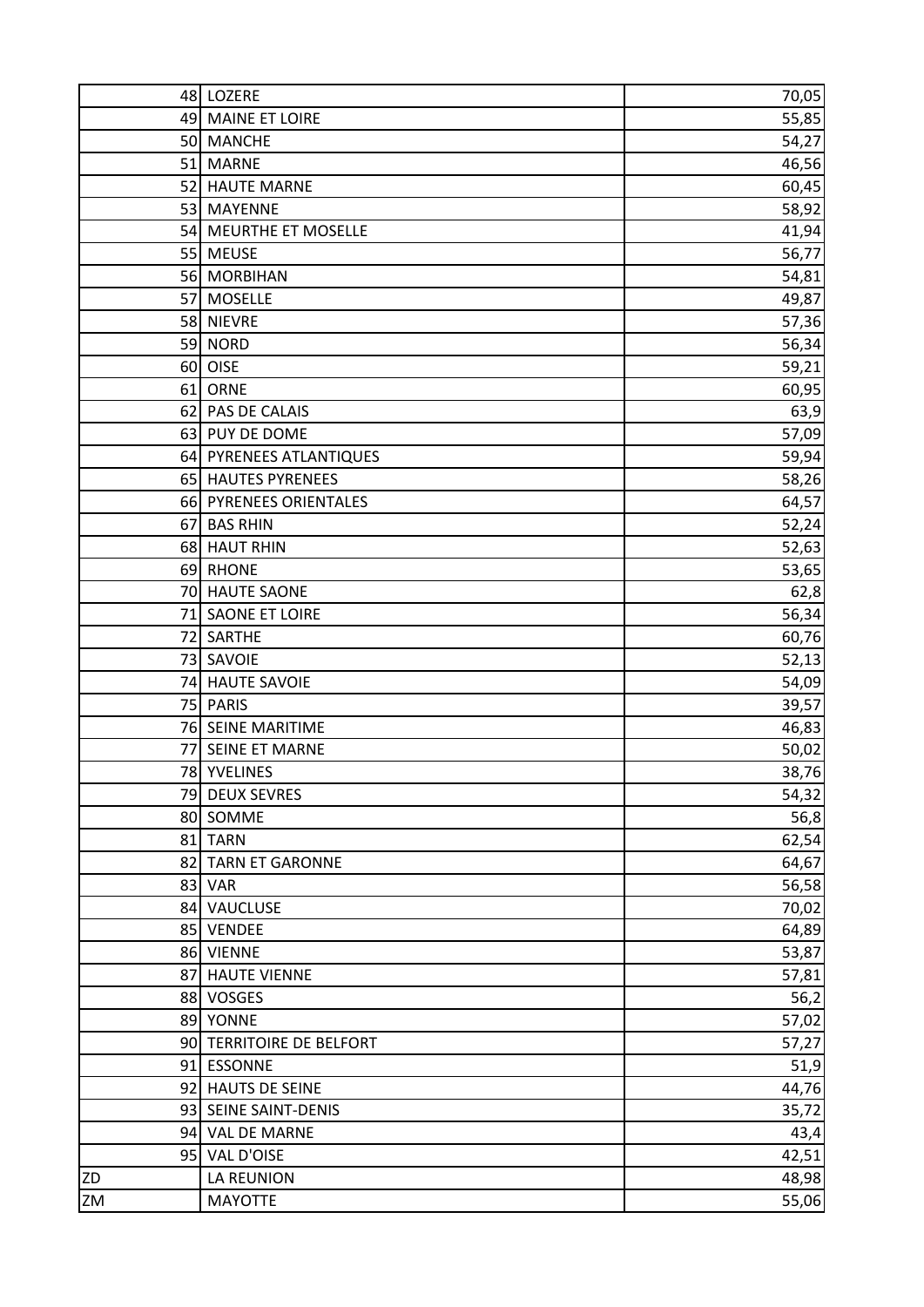| | | | |
|---|---|---|---|
| | 48 | LOZERE | 70,05 |
| | 49 | MAINE ET LOIRE | 55,85 |
| | 50 | MANCHE | 54,27 |
| | 51 | MARNE | 46,56 |
| | 52 | HAUTE MARNE | 60,45 |
| | 53 | MAYENNE | 58,92 |
| | 54 | MEURTHE ET MOSELLE | 41,94 |
| | 55 | MEUSE | 56,77 |
| | 56 | MORBIHAN | 54,81 |
| | 57 | MOSELLE | 49,87 |
| | 58 | NIEVRE | 57,36 |
| | 59 | NORD | 56,34 |
| | 60 | OISE | 59,21 |
| | 61 | ORNE | 60,95 |
| | 62 | PAS DE CALAIS | 63,9 |
| | 63 | PUY DE DOME | 57,09 |
| | 64 | PYRENEES ATLANTIQUES | 59,94 |
| | 65 | HAUTES PYRENEES | 58,26 |
| | 66 | PYRENEES ORIENTALES | 64,57 |
| | 67 | BAS RHIN | 52,24 |
| | 68 | HAUT RHIN | 52,63 |
| | 69 | RHONE | 53,65 |
| | 70 | HAUTE SAONE | 62,8 |
| | 71 | SAONE ET LOIRE | 56,34 |
| | 72 | SARTHE | 60,76 |
| | 73 | SAVOIE | 52,13 |
| | 74 | HAUTE SAVOIE | 54,09 |
| | 75 | PARIS | 39,57 |
| | 76 | SEINE MARITIME | 46,83 |
| | 77 | SEINE ET MARNE | 50,02 |
| | 78 | YVELINES | 38,76 |
| | 79 | DEUX SEVRES | 54,32 |
| | 80 | SOMME | 56,8 |
| | 81 | TARN | 62,54 |
| | 82 | TARN ET GARONNE | 64,67 |
| | 83 | VAR | 56,58 |
| | 84 | VAUCLUSE | 70,02 |
| | 85 | VENDEE | 64,89 |
| | 86 | VIENNE | 53,87 |
| | 87 | HAUTE VIENNE | 57,81 |
| | 88 | VOSGES | 56,2 |
| | 89 | YONNE | 57,02 |
| | 90 | TERRITOIRE DE BELFORT | 57,27 |
| | 91 | ESSONNE | 51,9 |
| | 92 | HAUTS DE SEINE | 44,76 |
| | 93 | SEINE SAINT-DENIS | 35,72 |
| | 94 | VAL DE MARNE | 43,4 |
| | 95 | VAL D'OISE | 42,51 |
| ZD | | LA REUNION | 48,98 |
| ZM | | MAYOTTE | 55,06 |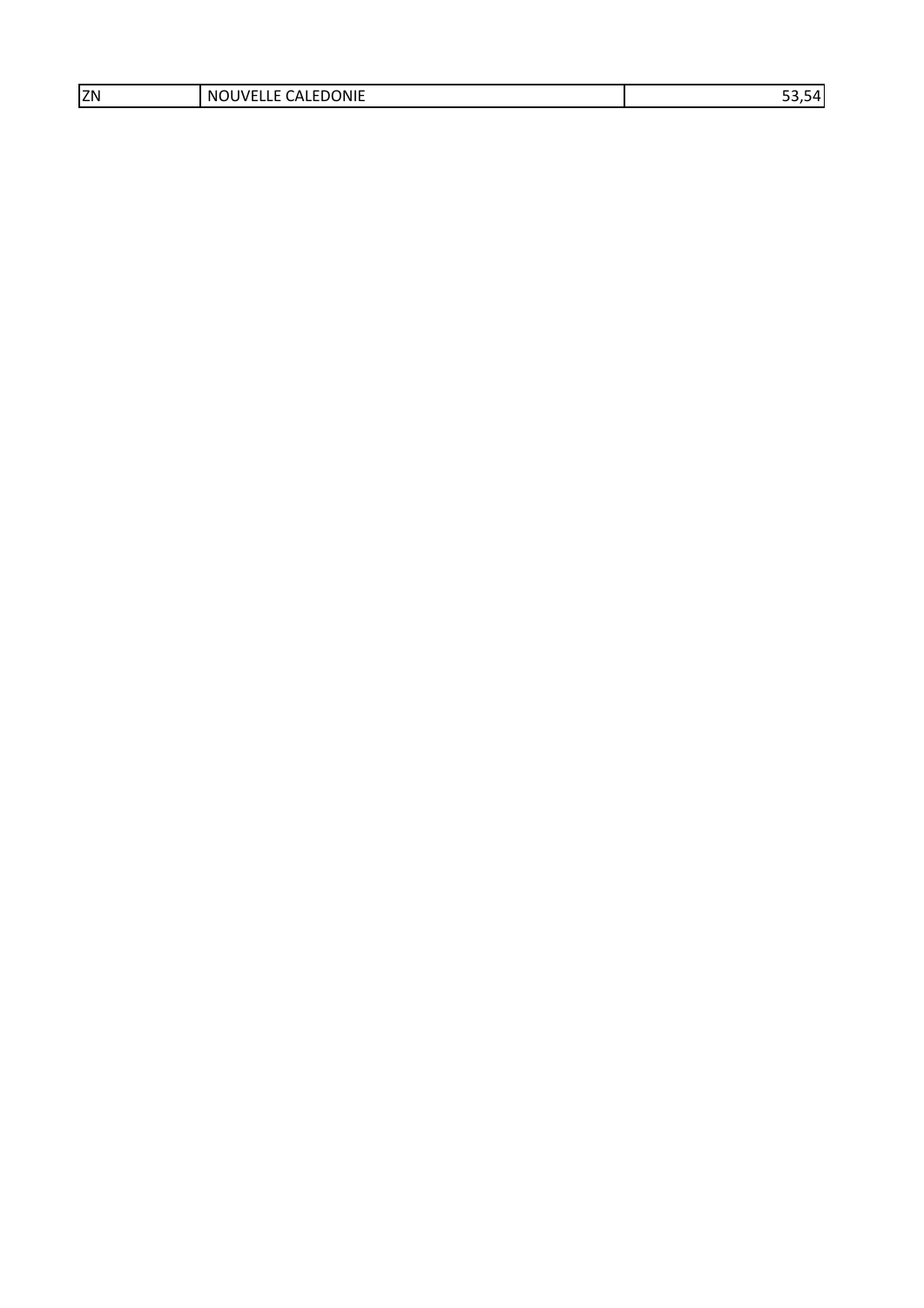| | | |
|---|---|---|
| ZN | NOUVELLE CALEDONIE | 53,54 |